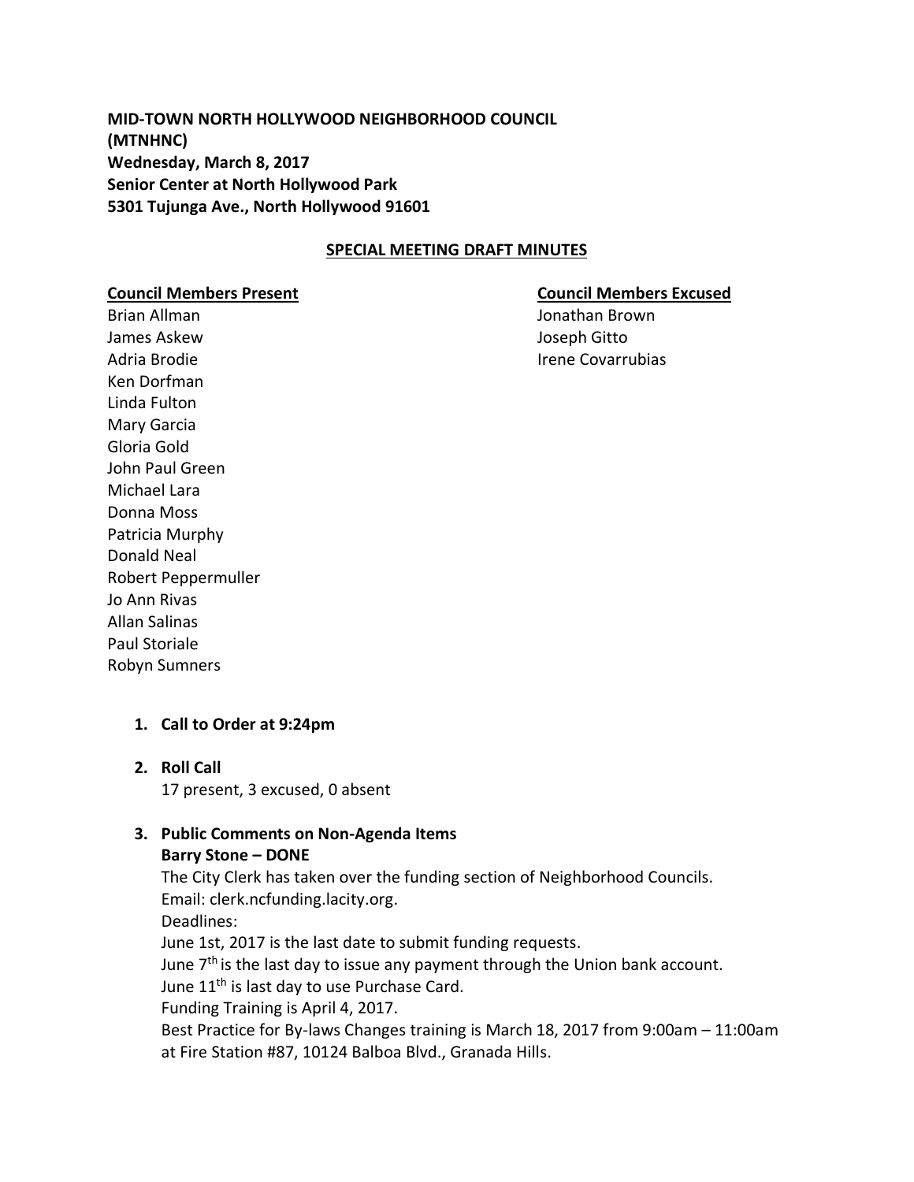**MID-TOWN NORTH HOLLYWOOD NEIGHBORHOOD COUNCIL (MTNHNC)**
**Wednesday, March 8, 2017**
**Senior Center at North Hollywood Park**
**5301 Tujunga Ave., North Hollywood 91601**

## SPECIAL MEETING DRAFT MINUTES

| Council Members Present | Council Members Excused |
|---|---|
| Brian Allman | Jonathan Brown |
| James Askew | Joseph Gitto |
| Adria Brodie | Irene Covarrubias |
| Ken Dorfman | |
| Linda Fulton | |
| Mary Garcia | |
| Gloria Gold | |
| John Paul Green | |
| Michael Lara | |
| Donna Moss | |
| Patricia Murphy | |
| Donald Neal | |
| Robert Peppermuller | |
| Jo Ann Rivas | |
| Allan Salinas | |
| Paul Storiale | |
| Robyn Sumners | |

1. **Call to Order at 9:24pm**

2. **Roll Call**
   17 present, 3 excused, 0 absent

3. **Public Comments on Non-Agenda Items**
   **Barry Stone – DONE**
   The City Clerk has taken over the funding section of Neighborhood Councils.
   Email: clerk.ncfunding.lacity.org.
   Deadlines:
   June 1st, 2017 is the last date to submit funding requests.
   June 7th is the last day to issue any payment through the Union bank account.
   June 11th is last day to use Purchase Card.
   Funding Training is April 4, 2017.
   Best Practice for By-laws Changes training is March 18, 2017 from 9:00am – 11:00am at Fire Station #87, 10124 Balboa Blvd., Granada Hills.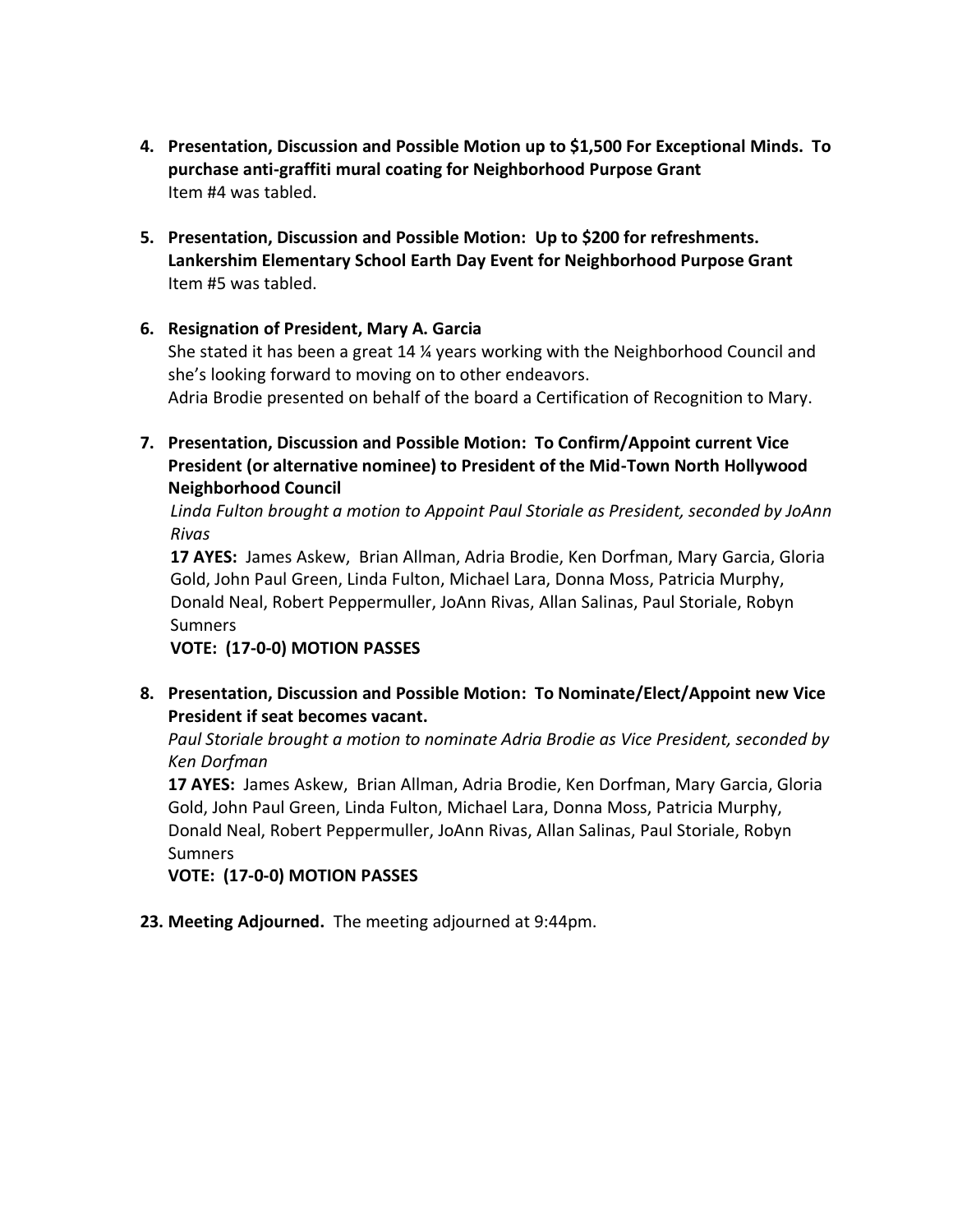4. **Presentation, Discussion and Possible Motion up to $1,500 For Exceptional Minds. To purchase anti-graffiti mural coating for Neighborhood Purpose Grant**
   Item #4 was tabled.

5. **Presentation, Discussion and Possible Motion: Up to $200 for refreshments. Lankershim Elementary School Earth Day Event for Neighborhood Purpose Grant**
   Item #5 was tabled.

6. **Resignation of President, Mary A. Garcia**
   She stated it has been a great 14 ¼ years working with the Neighborhood Council and she's looking forward to moving on to other endeavors.
   Adria Brodie presented on behalf of the board a Certification of Recognition to Mary.

7. **Presentation, Discussion and Possible Motion: To Confirm/Appoint current Vice President (or alternative nominee) to President of the Mid-Town North Hollywood Neighborhood Council**
   *Linda Fulton brought a motion to Appoint Paul Storiale as President, seconded by JoAnn Rivas*
   **17 AYES:** James Askew, Brian Allman, Adria Brodie, Ken Dorfman, Mary Garcia, Gloria Gold, John Paul Green, Linda Fulton, Michael Lara, Donna Moss, Patricia Murphy, Donald Neal, Robert Peppermuller, JoAnn Rivas, Allan Salinas, Paul Storiale, Robyn Sumners
   **VOTE: (17-0-0) MOTION PASSES**

8. **Presentation, Discussion and Possible Motion: To Nominate/Elect/Appoint new Vice President if seat becomes vacant.**
   *Paul Storiale brought a motion to nominate Adria Brodie as Vice President, seconded by Ken Dorfman*
   **17 AYES:** James Askew, Brian Allman, Adria Brodie, Ken Dorfman, Mary Garcia, Gloria Gold, John Paul Green, Linda Fulton, Michael Lara, Donna Moss, Patricia Murphy, Donald Neal, Robert Peppermuller, JoAnn Rivas, Allan Salinas, Paul Storiale, Robyn Sumners
   **VOTE: (17-0-0) MOTION PASSES**

23. **Meeting Adjourned.** The meeting adjourned at 9:44pm.